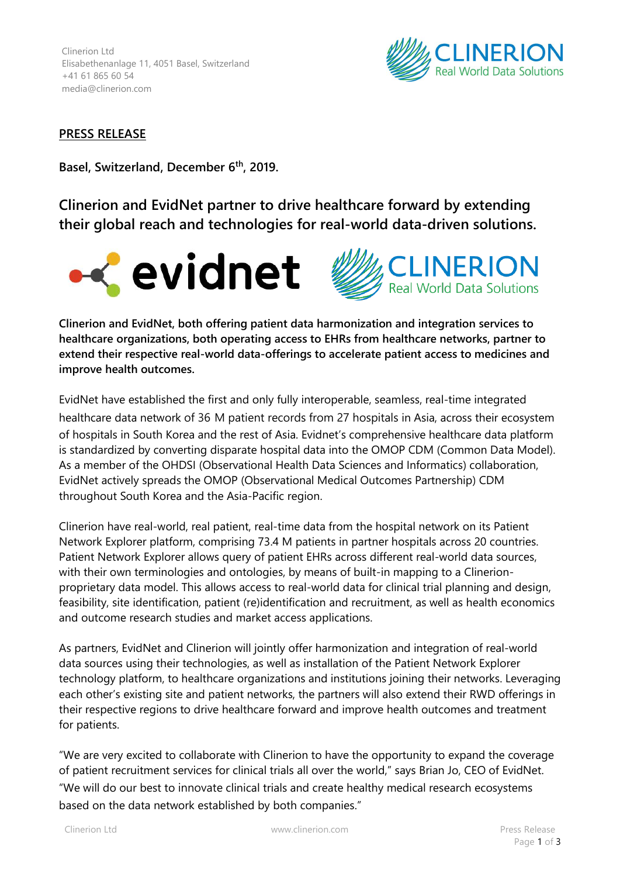Clinerion Ltd
Elisabethenanlage 11, 4051 Basel, Switzerland
+41 61 865 60 54
media@clinerion.com

**PRESS RELEASE**

**Basel, Switzerland, December 6th, 2019.**

## Clinerion and EvidNet partner to drive healthcare forward by extending their global reach and technologies for real-world data-driven solutions.

**Clinerion and EvidNet, both offering patient data harmonization and integration services to healthcare organizations, both operating access to EHRs from healthcare networks, partner to extend their respective real-world data-offerings to accelerate patient access to medicines and improve health outcomes.**

EvidNet have established the first and only fully interoperable, seamless, real-time integrated healthcare data network of 36 M patient records from 27 hospitals in Asia, across their ecosystem of hospitals in South Korea and the rest of Asia. Evidnet's comprehensive healthcare data platform is standardized by converting disparate hospital data into the OMOP CDM (Common Data Model). As a member of the OHDSI (Observational Health Data Sciences and Informatics) collaboration, EvidNet actively spreads the OMOP (Observational Medical Outcomes Partnership) CDM throughout South Korea and the Asia-Pacific region.

Clinerion have real-world, real patient, real-time data from the hospital network on its Patient Network Explorer platform, comprising 73.4 M patients in partner hospitals across 20 countries. Patient Network Explorer allows query of patient EHRs across different real-world data sources, with their own terminologies and ontologies, by means of built-in mapping to a Clinerion-proprietary data model. This allows access to real-world data for clinical trial planning and design, feasibility, site identification, patient (re)identification and recruitment, as well as health economics and outcome research studies and market access applications.

As partners, EvidNet and Clinerion will jointly offer harmonization and integration of real-world data sources using their technologies, as well as installation of the Patient Network Explorer technology platform, to healthcare organizations and institutions joining their networks. Leveraging each other's existing site and patient networks, the partners will also extend their RWD offerings in their respective regions to drive healthcare forward and improve health outcomes and treatment for patients.

"We are very excited to collaborate with Clinerion to have the opportunity to expand the coverage of patient recruitment services for clinical trials all over the world," says Brian Jo, CEO of EvidNet. "We will do our best to innovate clinical trials and create healthy medical research ecosystems based on the data network established by both companies."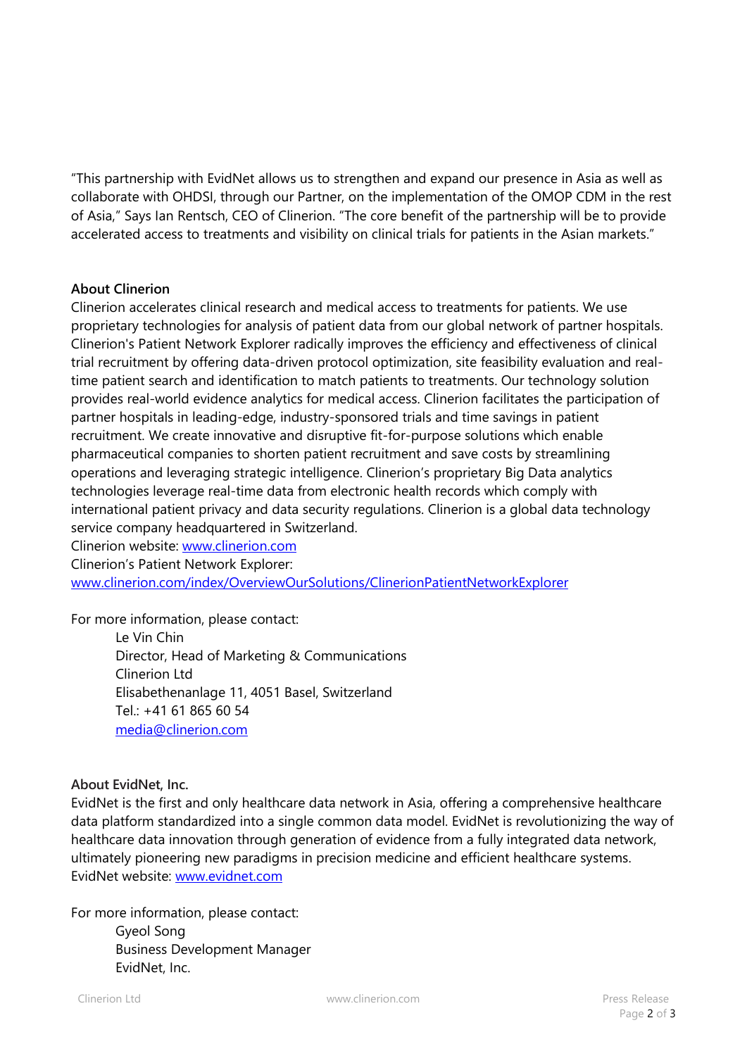"This partnership with EvidNet allows us to strengthen and expand our presence in Asia as well as collaborate with OHDSI, through our Partner, on the implementation of the OMOP CDM in the rest of Asia," Says Ian Rentsch, CEO of Clinerion. "The core benefit of the partnership will be to provide accelerated access to treatments and visibility on clinical trials for patients in the Asian markets."

**About Clinerion**

Clinerion accelerates clinical research and medical access to treatments for patients. We use proprietary technologies for analysis of patient data from our global network of partner hospitals. Clinerion's Patient Network Explorer radically improves the efficiency and effectiveness of clinical trial recruitment by offering data-driven protocol optimization, site feasibility evaluation and real-time patient search and identification to match patients to treatments. Our technology solution provides real-world evidence analytics for medical access. Clinerion facilitates the participation of partner hospitals in leading-edge, industry-sponsored trials and time savings in patient recruitment. We create innovative and disruptive fit-for-purpose solutions which enable pharmaceutical companies to shorten patient recruitment and save costs by streamlining operations and leveraging strategic intelligence. Clinerion's proprietary Big Data analytics technologies leverage real-time data from electronic health records which comply with international patient privacy and data security regulations. Clinerion is a global data technology service company headquartered in Switzerland.
Clinerion website: www.clinerion.com
Clinerion's Patient Network Explorer:
www.clinerion.com/index/OverviewOurSolutions/ClinerionPatientNetworkExplorer

For more information, please contact:

> Le Vin Chin
> Director, Head of Marketing & Communications
> Clinerion Ltd
> Elisabethenanlage 11, 4051 Basel, Switzerland
> Tel.: +41 61 865 60 54
> media@clinerion.com

**About EvidNet, Inc.**

EvidNet is the first and only healthcare data network in Asia, offering a comprehensive healthcare data platform standardized into a single common data model. EvidNet is revolutionizing the way of healthcare data innovation through generation of evidence from a fully integrated data network, ultimately pioneering new paradigms in precision medicine and efficient healthcare systems.
EvidNet website: www.evidnet.com

For more information, please contact:

> Gyeol Song
> Business Development Manager
> EvidNet, Inc.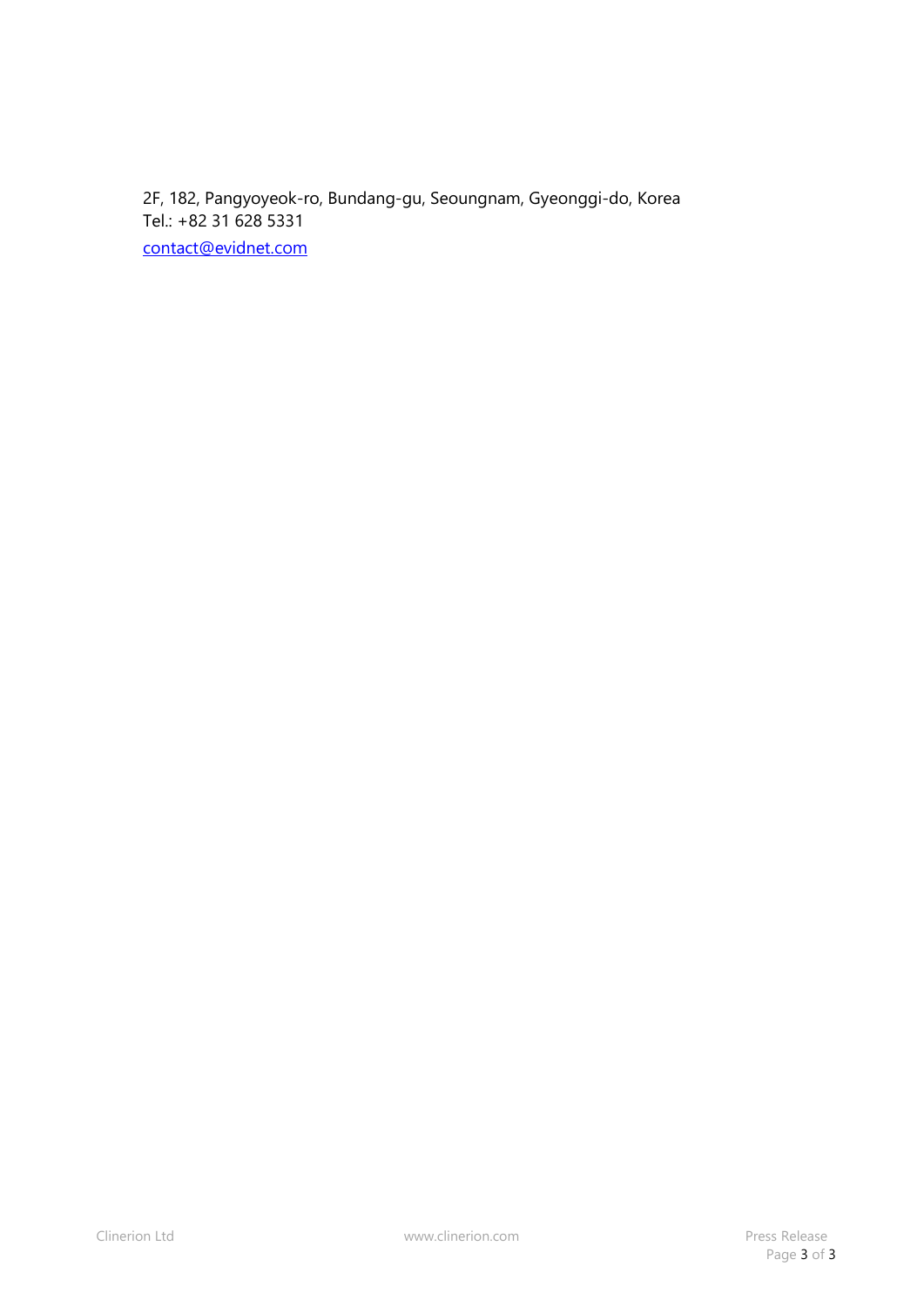2F, 182, Pangyoyeok-ro, Bundang-gu, Seoungnam, Gyeonggi-do, Korea
Tel.: +82 31 628 5331
contact@evidnet.com